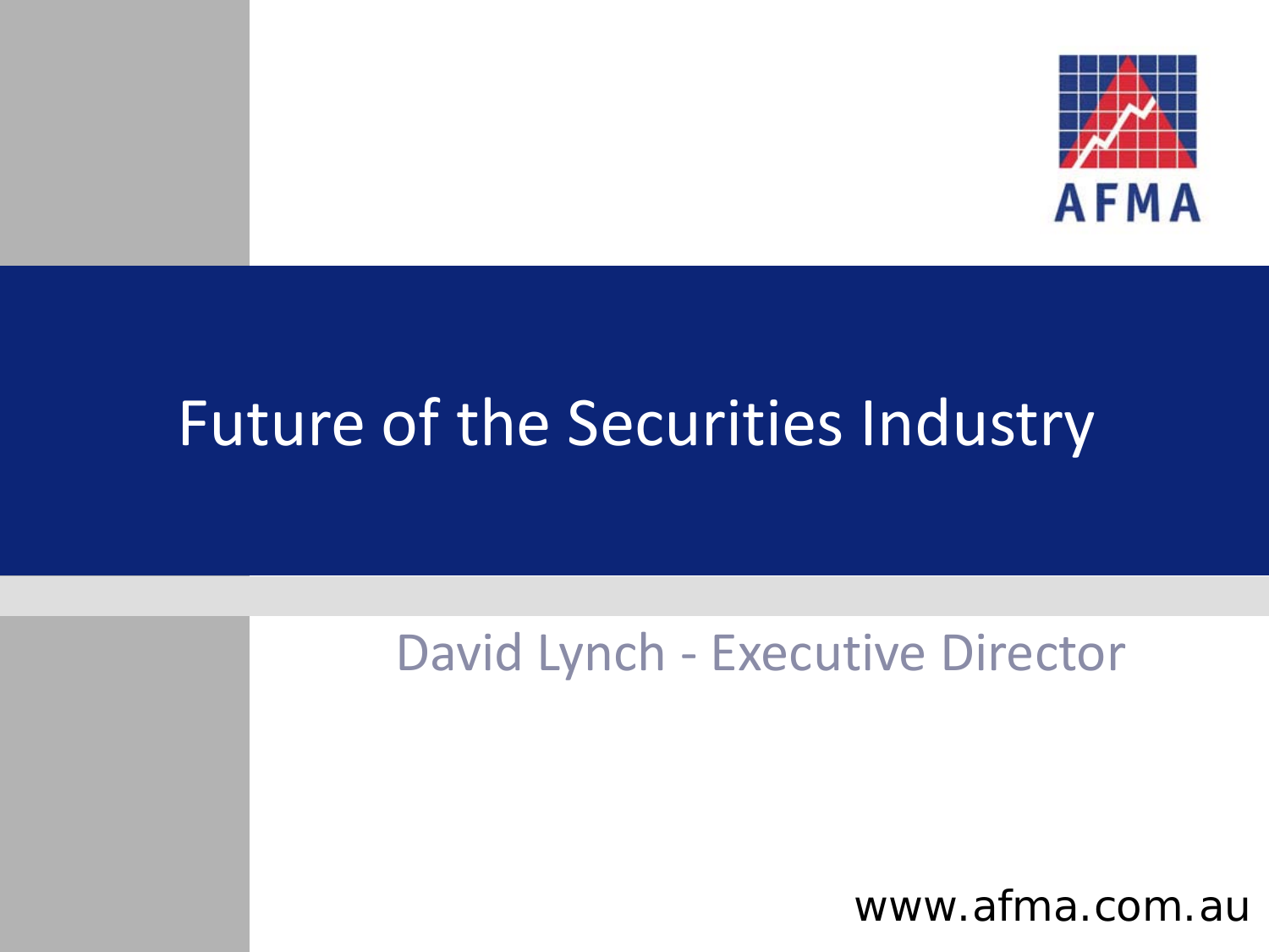AFMA

# Future of the Securities Industry

David Lynch - Executive Director

www.afma.com.au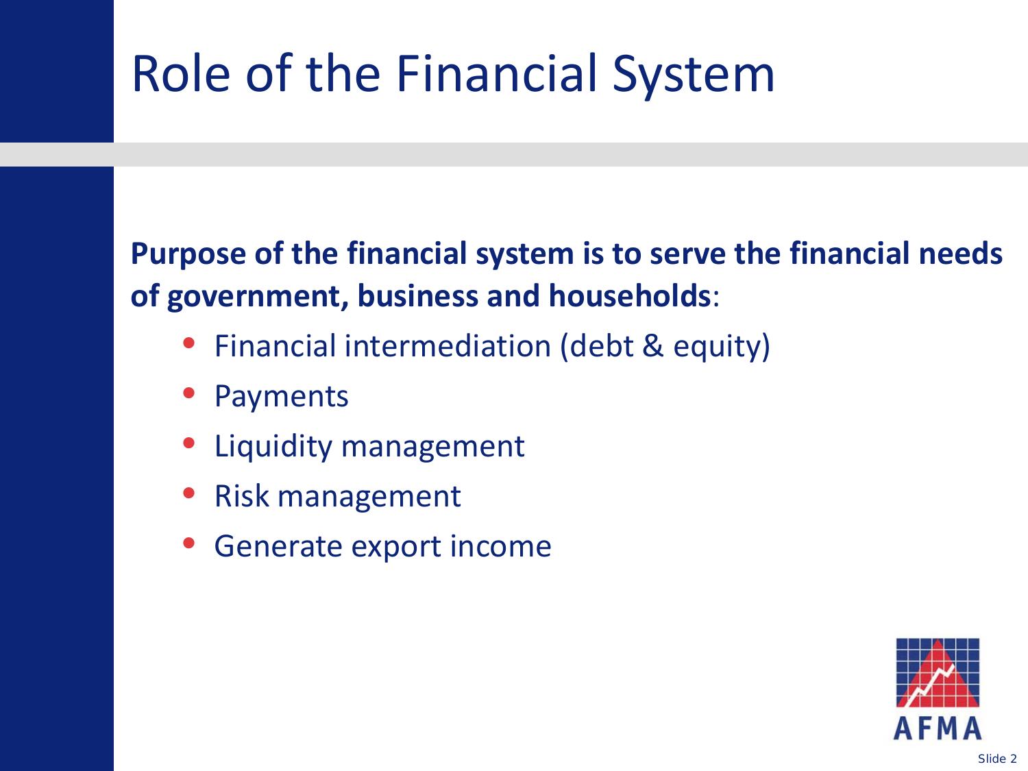# Role of the Financial System

**Purpose of the financial system is to serve the financial needs of government, business and households**:

- Financial intermediation (debt & equity)
- Payments
- Liquidity management
- Risk management
- Generate export income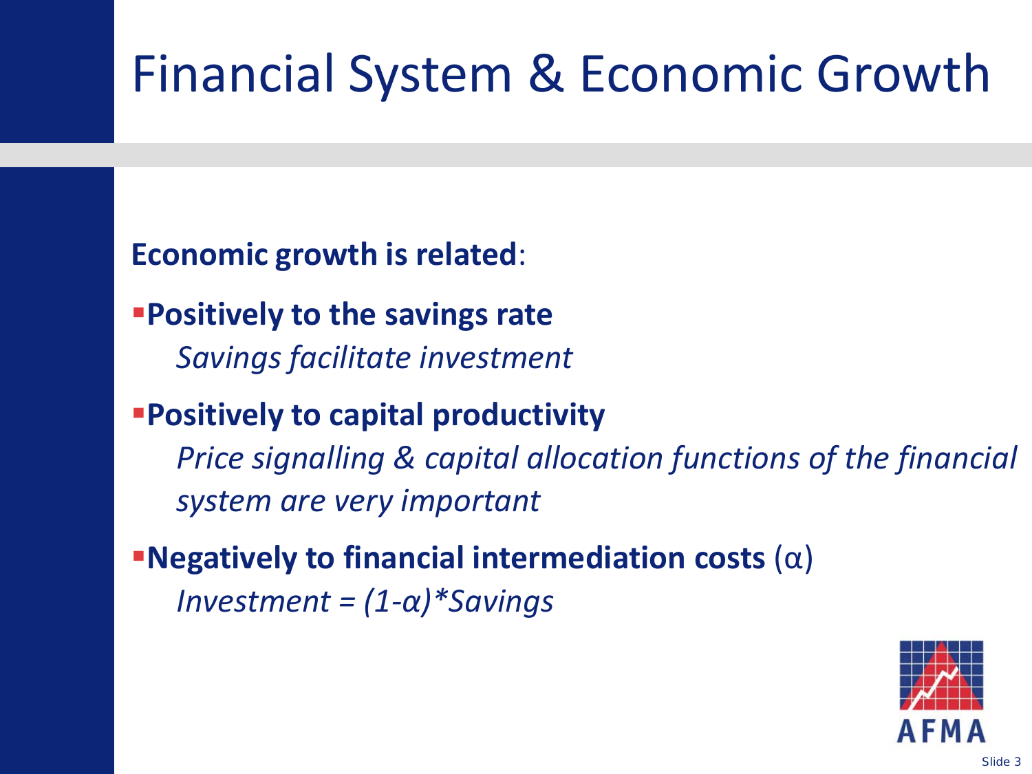# Financial System & Economic Growth

**Economic growth is related**:

- **Positively to the savings rate**

  *Savings facilitate investment*

- **Positively to capital productivity**

  *Price signalling & capital allocation functions of the financial system are very important*

- **Negatively to financial intermediation costs** ($\alpha$)

  *Investment* $= (1-\alpha) * \textit{Savings}$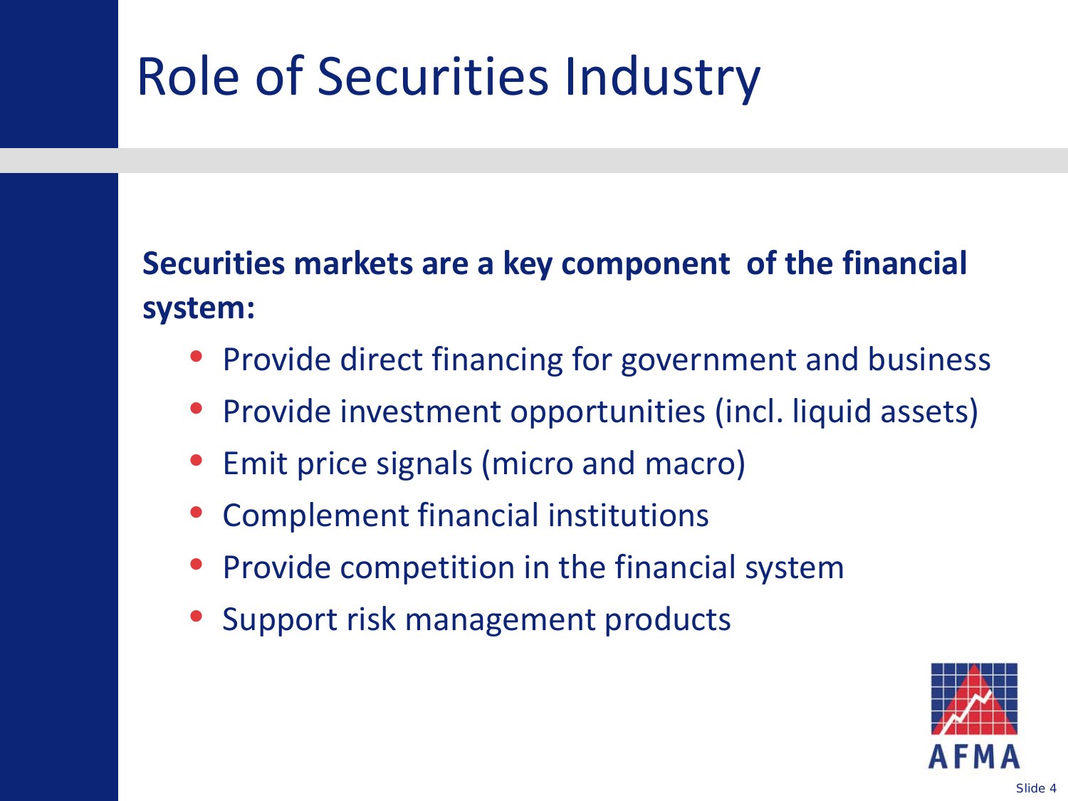# Role of Securities Industry

**Securities markets are a key component of the financial system:**

- Provide direct financing for government and business
- Provide investment opportunities (incl. liquid assets)
- Emit price signals (micro and macro)
- Complement financial institutions
- Provide competition in the financial system
- Support risk management products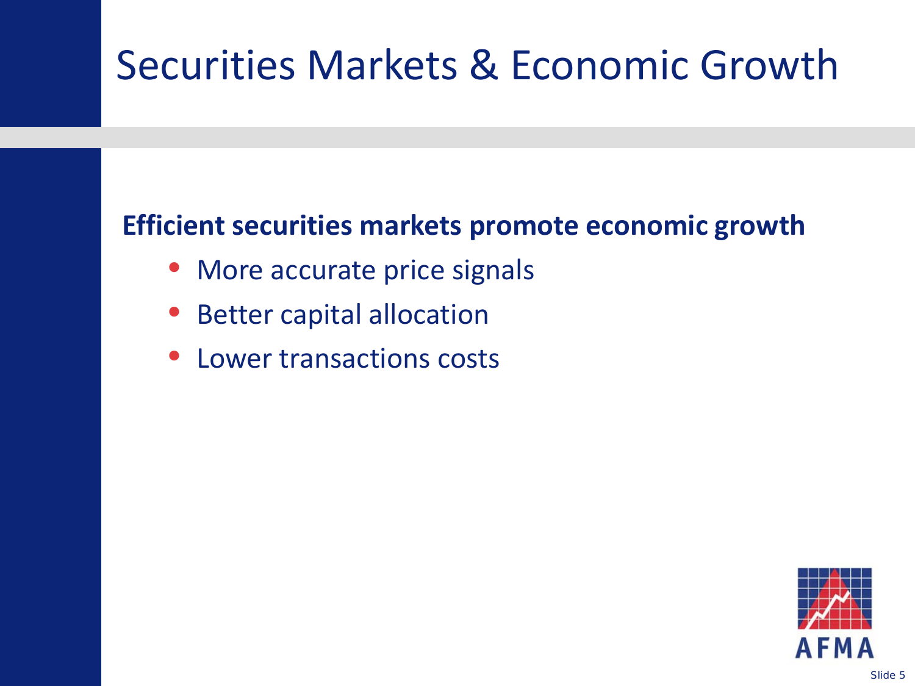# Securities Markets & Economic Growth

**Efficient securities markets promote economic growth**

- More accurate price signals
- Better capital allocation
- Lower transactions costs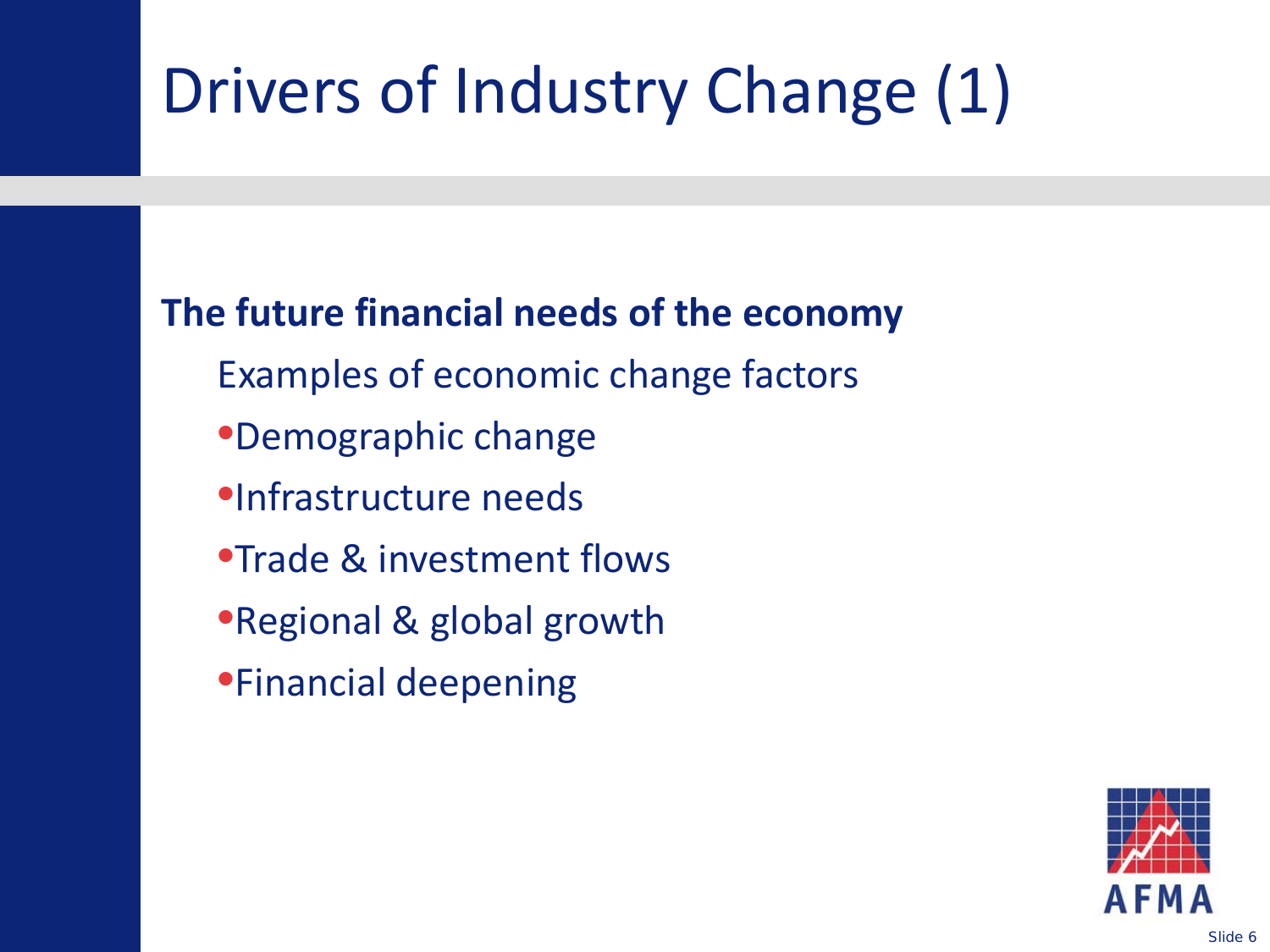# Drivers of Industry Change (1)

**The future financial needs of the economy**

Examples of economic change factors

- Demographic change
- Infrastructure needs
- Trade & investment flows
- Regional & global growth
- Financial deepening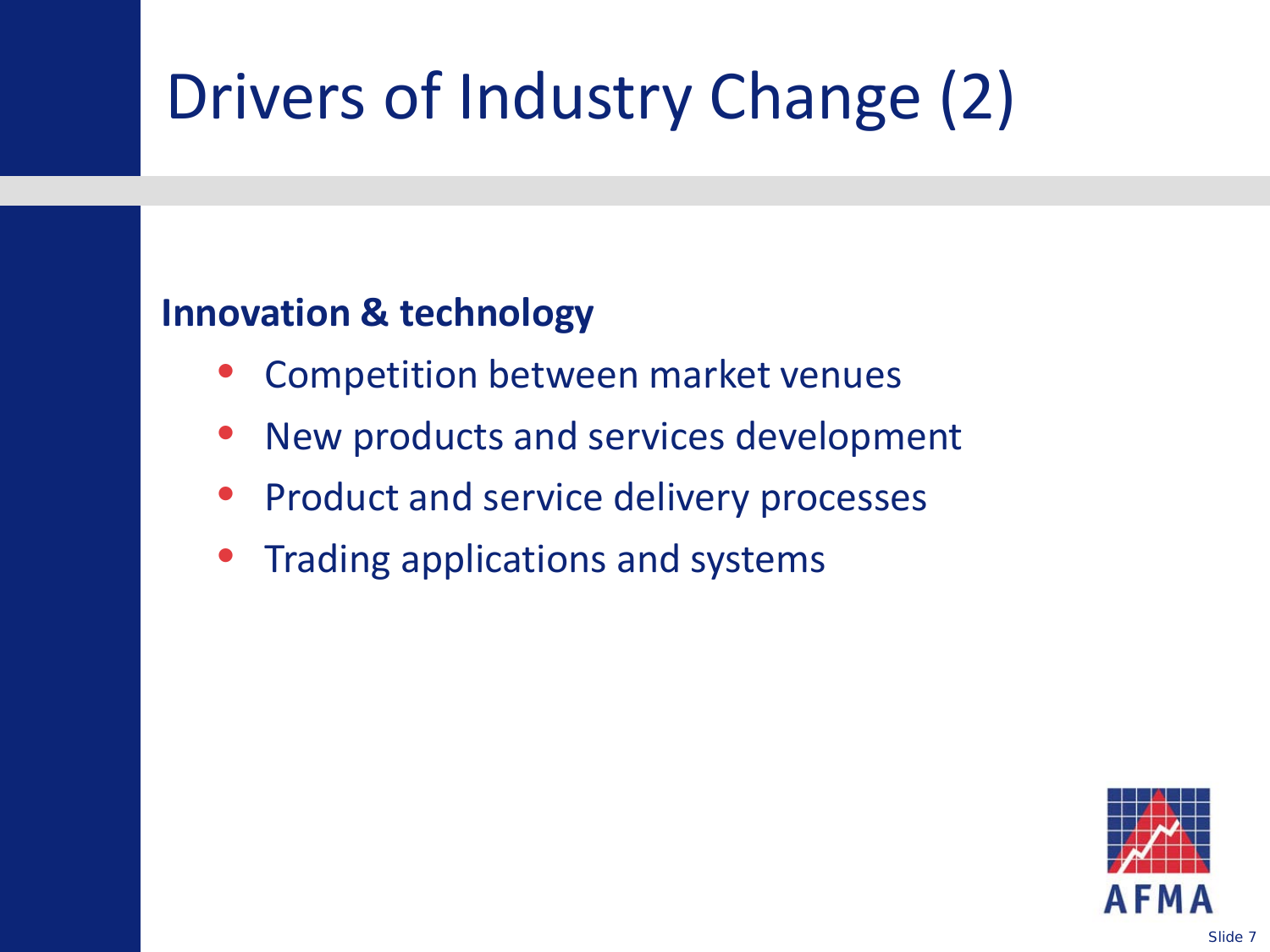# Drivers of Industry Change (2)

**Innovation & technology**

- Competition between market venues
- New products and services development
- Product and service delivery processes
- Trading applications and systems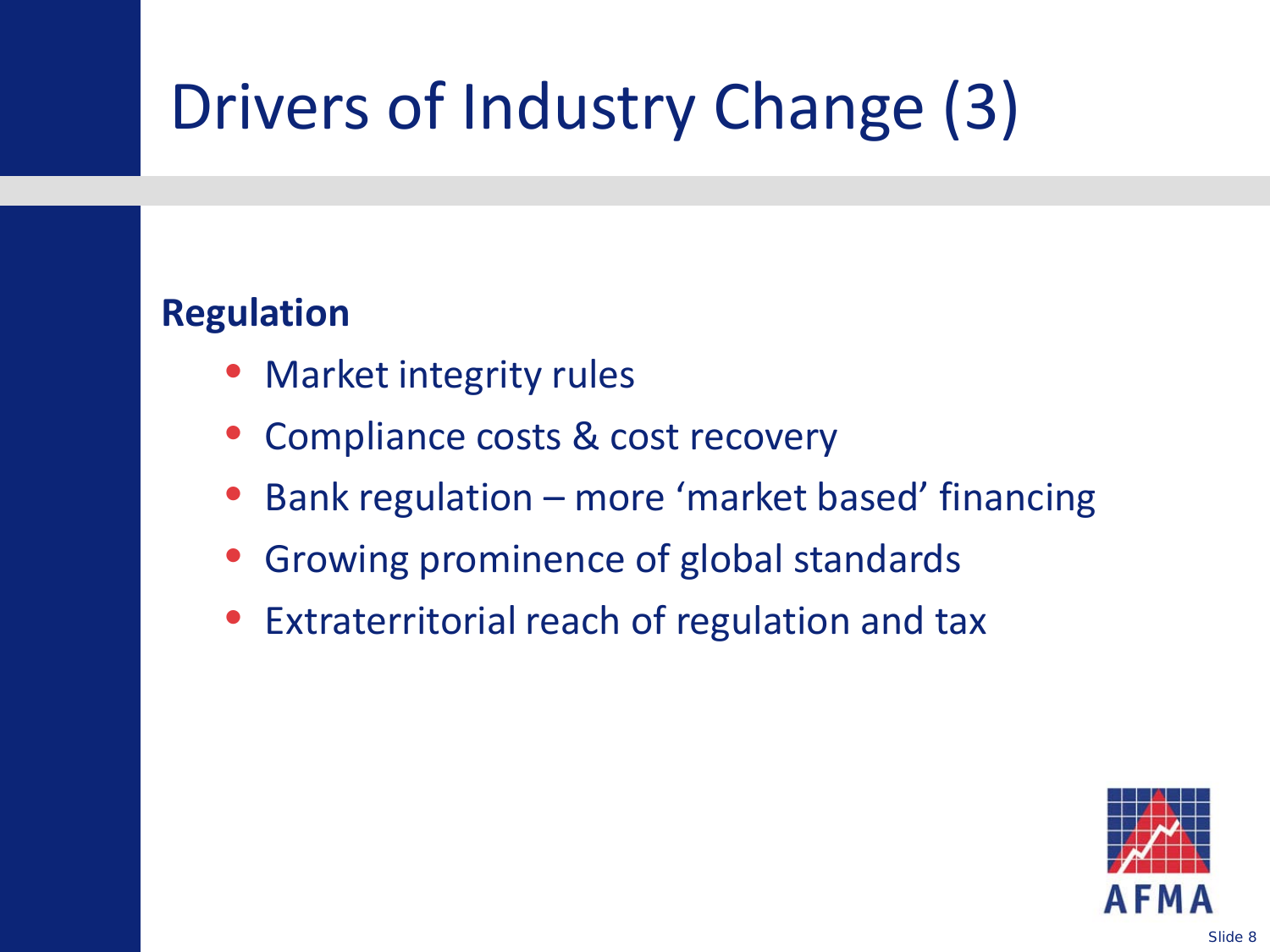# Drivers of Industry Change (3)

**Regulation**

- Market integrity rules
- Compliance costs & cost recovery
- Bank regulation – more ‘market based’ financing
- Growing prominence of global standards
- Extraterritorial reach of regulation and tax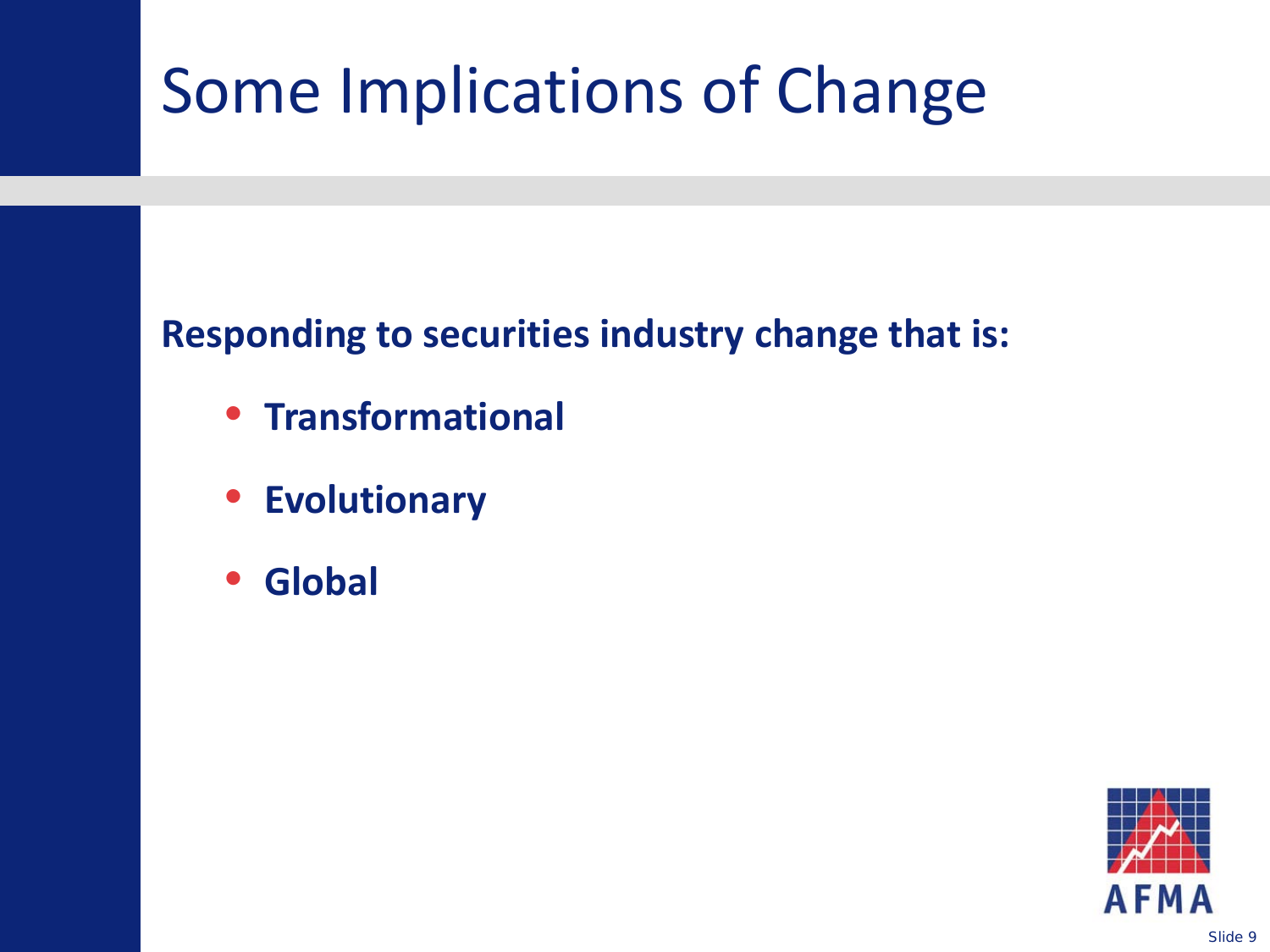# Some Implications of Change

**Responding to securities industry change that is:**

- **Transformational**
- **Evolutionary**
- **Global**

AFMA